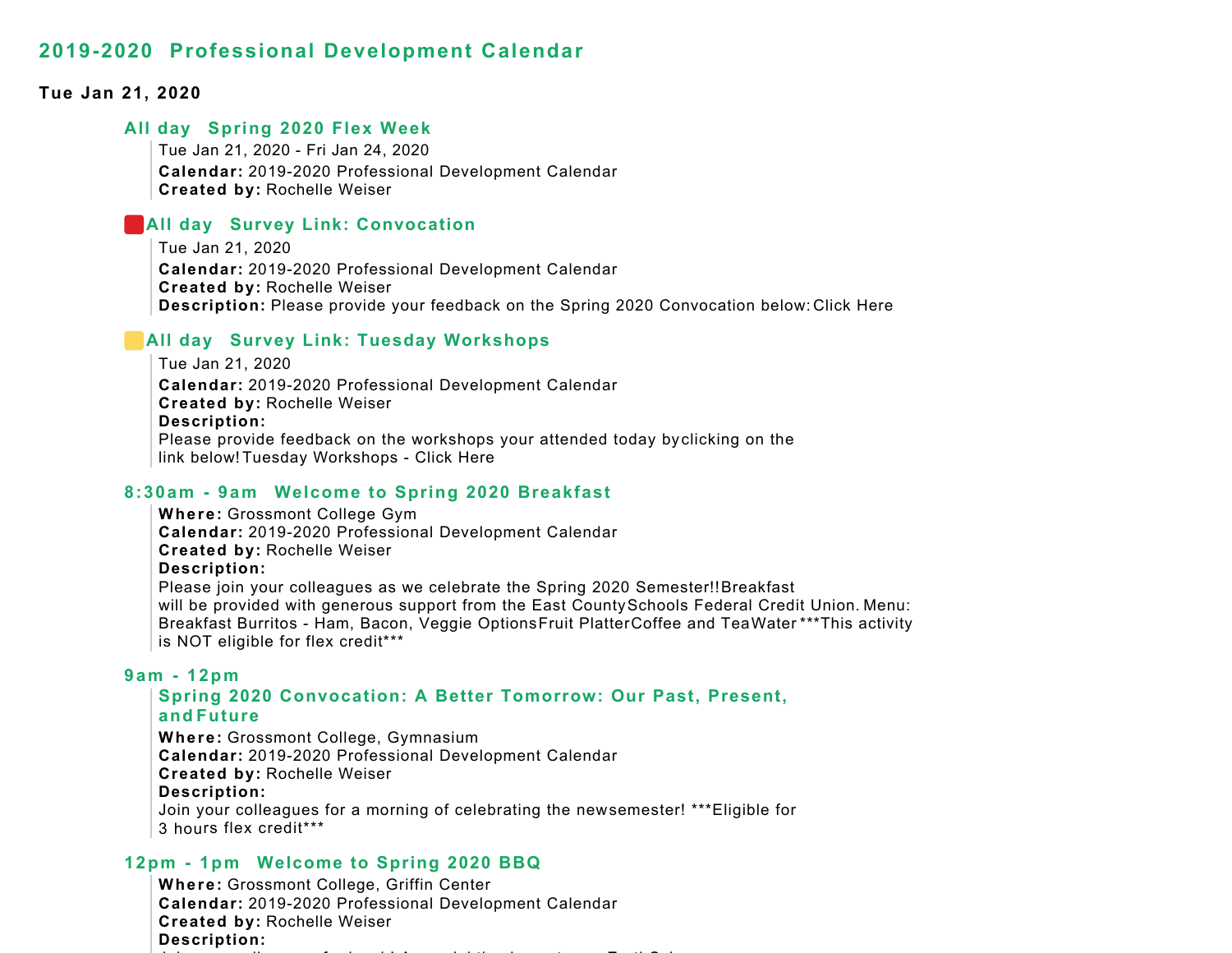# 2019-2020 Professional Development Calendar

## Tue Jan 21, 2020

### All day Spring 2020 Flex Week

Tue Jan 21, 2020 - Fri Jan 24, 2020
**Calendar:** 2019-2020 Professional Development Calendar
**Created by:** Rochelle Weiser

### All day Survey Link: Convocation

Tue Jan 21, 2020
**Calendar:** 2019-2020 Professional Development Calendar
**Created by:** Rochelle Weiser
**Description:** Please provide your feedback on the Spring 2020 Convocation below: Click Here

### All day Survey Link: Tuesday Workshops

Tue Jan 21, 2020
**Calendar:** 2019-2020 Professional Development Calendar
**Created by:** Rochelle Weiser
**Description:**
Please provide feedback on the workshops your attended today by clicking on the link below! Tuesday Workshops - Click Here

### 8:30am - 9am Welcome to Spring 2020 Breakfast

**Where:** Grossmont College Gym
**Calendar:** 2019-2020 Professional Development Calendar
**Created by:** Rochelle Weiser
**Description:**
Please join your colleagues as we celebrate the Spring 2020 Semester!! Breakfast will be provided with generous support from the East County Schools Federal Credit Union. Menu: Breakfast Burritos - Ham, Bacon, Veggie Options Fruit Platter Coffee and Tea Water ***This activity is NOT eligible for flex credit***

### 9am - 12pm

**Spring 2020 Convocation: A Better Tomorrow: Our Past, Present, and Future**

**Where:** Grossmont College, Gymnasium
**Calendar:** 2019-2020 Professional Development Calendar
**Created by:** Rochelle Weiser
**Description:**
Join your colleagues for a morning of celebrating the new semester! ***Eligible for 3 hours flex credit***

### 12pm - 1pm Welcome to Spring 2020 BBQ

**Where:** Grossmont College, Griffin Center
**Calendar:** 2019-2020 Professional Development Calendar
**Created by:** Rochelle Weiser
**Description:**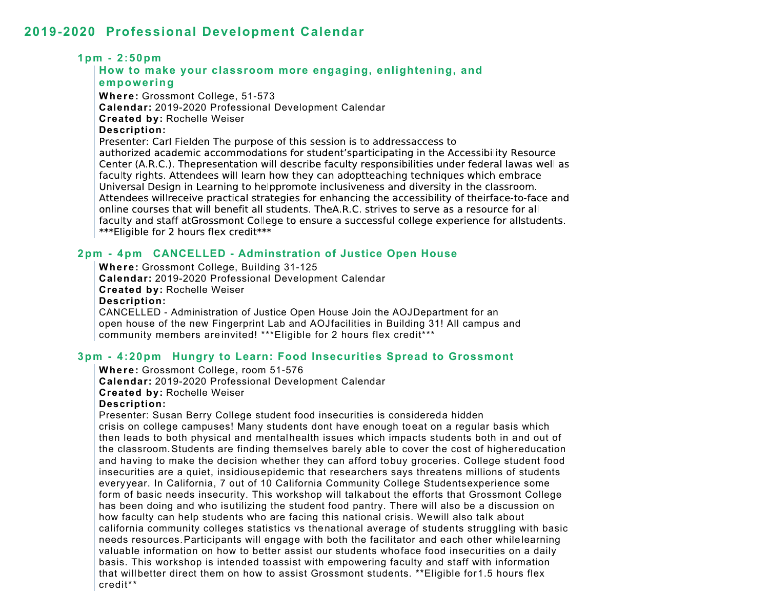## 2019-2020 Professional Development Calendar

### 1pm - 2:50pm

#### How to make your classroom more engaging, enlightening, and empowering

**Where:** Grossmont College, 51-573
**Calendar:** 2019-2020 Professional Development Calendar
**Created by:** Rochelle Weiser
**Description:**
Presenter: Carl Fielden The purpose of this session is to addressaccess to authorized academic accommodations for student'sparticipating in the Accessibility Resource Center (A.R.C.). Thepresentation will describe faculty responsibilities under federal lawas well as faculty rights. Attendees will learn how they can adoptteaching techniques which embrace Universal Design in Learning to helppromote inclusiveness and diversity in the classroom. Attendees willreceive practical strategies for enhancing the accessibility of theirface-to-face and online courses that will benefit all students. TheA.R.C. strives to serve as a resource for all faculty and staff atGrossmont College to ensure a successful college experience for allstudents. ***Eligible for 2 hours flex credit***

### 2pm - 4pm CANCELLED - Adminstration of Justice Open House

**Where:** Grossmont College, Building 31-125
**Calendar:** 2019-2020 Professional Development Calendar
**Created by:** Rochelle Weiser
**Description:**
CANCELLED - Administration of Justice Open House Join the AOJDepartment for an open house of the new Fingerprint Lab and AOJfacilities in Building 31! All campus and community members areinvited! ***Eligible for 2 hours flex credit***

### 3pm - 4:20pm Hungry to Learn: Food Insecurities Spread to Grossmont

**Where:** Grossmont College, room 51-576
**Calendar:** 2019-2020 Professional Development Calendar
**Created by:** Rochelle Weiser
**Description:**
Presenter: Susan Berry College student food insecurities is considereda hidden crisis on college campuses! Many students dont have enough toeat on a regular basis which then leads to both physical and mentalhealth issues which impacts students both in and out of the classroom.Students are finding themselves barely able to cover the cost of highereducation and having to make the decision whether they can afford tobuy groceries. College student food insecurities are a quiet, insidiousepidemic that researchers says threatens millions of students everyyear. In California, 7 out of 10 California Community College Studentsexperience some form of basic needs insecurity. This workshop will talkabout the efforts that Grossmont College has been doing and who isutilizing the student food pantry. There will also be a discussion on how faculty can help students who are facing this national crisis. Wewill also talk about california community colleges statistics vs thenational average of students struggling with basic needs resources.Participants will engage with both the facilitator and each other whilelearning valuable information on how to better assist our students whoface food insecurities on a daily basis. This workshop is intended toassist with empowering faculty and staff with information that willbetter direct them on how to assist Grossmont students. **Eligible for1.5 hours flex credit**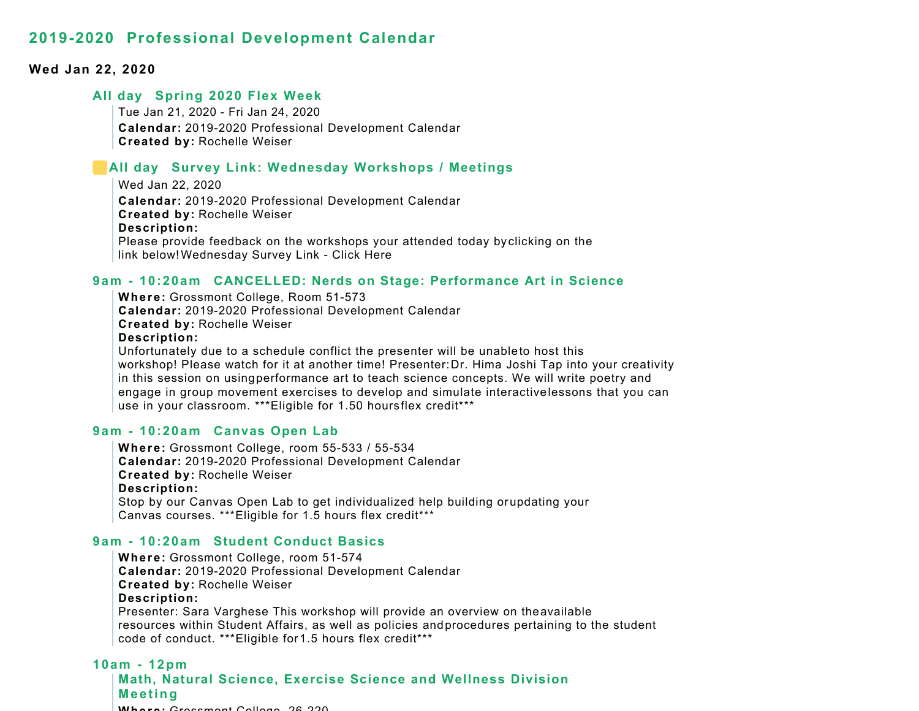# 2019-2020 Professional Development Calendar

## Wed Jan 22, 2020

### All day Spring 2020 Flex Week

Tue Jan 21, 2020 - Fri Jan 24, 2020

**Calendar:** 2019-2020 Professional Development Calendar
**Created by:** Rochelle Weiser

### All day Survey Link: Wednesday Workshops / Meetings

Wed Jan 22, 2020

**Calendar:** 2019-2020 Professional Development Calendar
**Created by:** Rochelle Weiser
**Description:**
Please provide feedback on the workshops your attended today byclicking on the link below!Wednesday Survey Link - Click Here

### 9am - 10:20am CANCELLED: Nerds on Stage: Performance Art in Science

**Where:** Grossmont College, Room 51-573
**Calendar:** 2019-2020 Professional Development Calendar
**Created by:** Rochelle Weiser
**Description:**
Unfortunately due to a schedule conflict the presenter will be unableto host this workshop! Please watch for it at another time! Presenter:Dr. Hima Joshi Tap into your creativity in this session on usingperformance art to teach science concepts. We will write poetry and engage in group movement exercises to develop and simulate interactivelessons that you can use in your classroom. ***Eligible for 1.50 hoursflex credit***

### 9am - 10:20am Canvas Open Lab

**Where:** Grossmont College, room 55-533 / 55-534
**Calendar:** 2019-2020 Professional Development Calendar
**Created by:** Rochelle Weiser
**Description:**
Stop by our Canvas Open Lab to get individualized help building orupdating your Canvas courses. ***Eligible for 1.5 hours flex credit***

### 9am - 10:20am Student Conduct Basics

**Where:** Grossmont College, room 51-574
**Calendar:** 2019-2020 Professional Development Calendar
**Created by:** Rochelle Weiser
**Description:**
Presenter: Sara Varghese This workshop will provide an overview on theavailable resources within Student Affairs, as well as policies andprocedures pertaining to the student code of conduct. ***Eligible for1.5 hours flex credit***

### 10am - 12pm Math, Natural Science, Exercise Science and Wellness Division Meeting

**Where:** Grossmont College, 26-220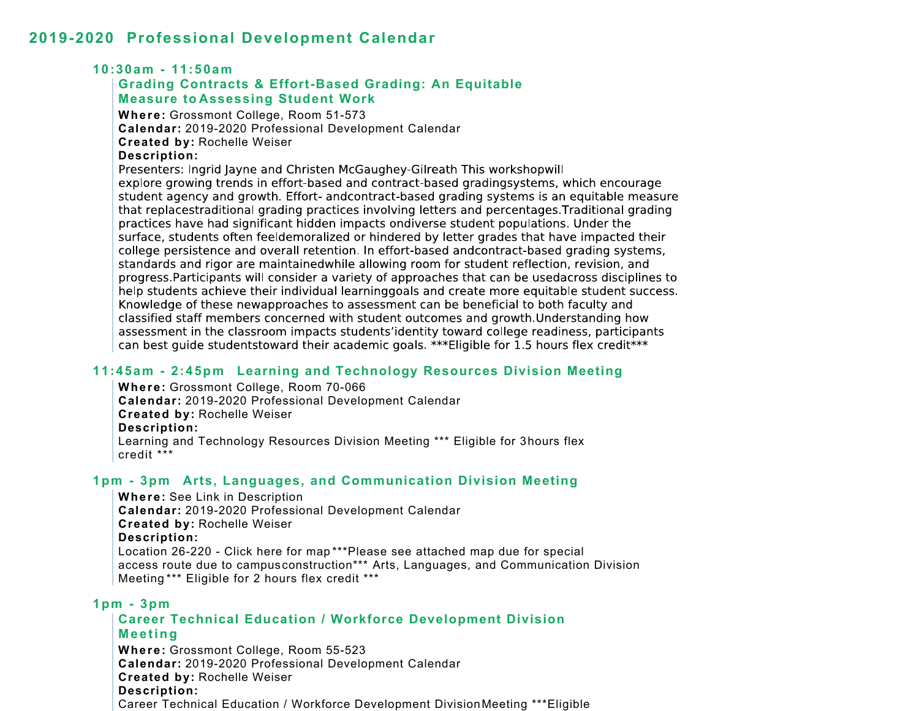## 2019-2020 Professional Development Calendar

### 10:30am - 11:50am

**Grading Contracts & Effort-Based Grading: An Equitable Measure to Assessing Student Work**

**Where:** Grossmont College, Room 51-573
**Calendar:** 2019-2020 Professional Development Calendar
**Created by:** Rochelle Weiser
**Description:**
Presenters: Ingrid Jayne and Christen McGaughey-Gilreath This workshopwill explore growing trends in effort-based and contract-based gradingsystems, which encourage student agency and growth. Effort- andcontract-based grading systems is an equitable measure that replacestraditional grading practices involving letters and percentages.Traditional grading practices have had significant hidden impacts ondiverse student populations. Under the surface, students often feeldemoralized or hindered by letter grades that have impacted their college persistence and overall retention. In effort-based andcontract-based grading systems, standards and rigor are maintainedwhile allowing room for student reflection, revision, and progress.Participants will consider a variety of approaches that can be usedacross disciplines to help students achieve their individual learninggoals and create more equitable student success. Knowledge of these newapproaches to assessment can be beneficial to both faculty and classified staff members concerned with student outcomes and growth.Understanding how assessment in the classroom impacts students'identity toward college readiness, participants can best guide studentstoward their academic goals. ***Eligible for 1.5 hours flex credit***

### 11:45am - 2:45pm Learning and Technology Resources Division Meeting

**Where:** Grossmont College, Room 70-066
**Calendar:** 2019-2020 Professional Development Calendar
**Created by:** Rochelle Weiser
**Description:**
Learning and Technology Resources Division Meeting *** Eligible for 3hours flex credit ***

### 1pm - 3pm Arts, Languages, and Communication Division Meeting

**Where:** See Link in Description
**Calendar:** 2019-2020 Professional Development Calendar
**Created by:** Rochelle Weiser
**Description:**
Location 26-220 - Click here for map***Please see attached map due for special access route due to campusconstruction*** Arts, Languages, and Communication Division Meeting*** Eligible for 2 hours flex credit ***

### 1pm - 3pm

**Career Technical Education / Workforce Development Division Meeting**

**Where:** Grossmont College, Room 55-523
**Calendar:** 2019-2020 Professional Development Calendar
**Created by:** Rochelle Weiser
**Description:**
Career Technical Education / Workforce Development DivisionMeeting ***Eligible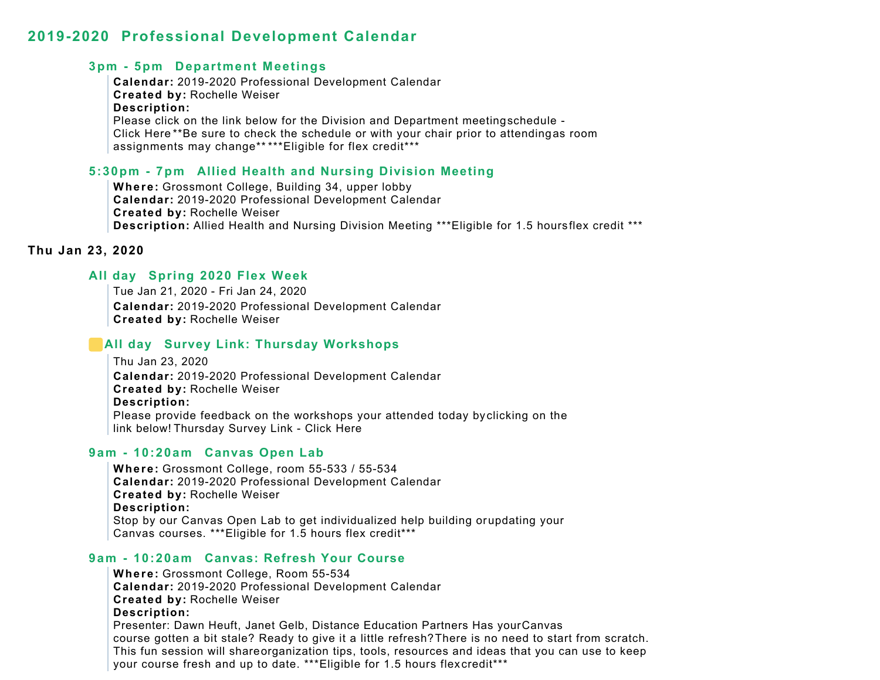## 2019-2020 Professional Development Calendar

### 3pm - 5pm Department Meetings

**Calendar:** 2019-2020 Professional Development Calendar
**Created by:** Rochelle Weiser
**Description:**
Please click on the link below for the Division and Department meeting schedule - Click Here **Be sure to check the schedule or with your chair prior to attending as room assignments may change** ***Eligible for flex credit***

### 5:30pm - 7pm Allied Health and Nursing Division Meeting

**Where:** Grossmont College, Building 34, upper lobby
**Calendar:** 2019-2020 Professional Development Calendar
**Created by:** Rochelle Weiser
**Description:** Allied Health and Nursing Division Meeting ***Eligible for 1.5 hours flex credit ***

**Thu Jan 23, 2020**

### All day Spring 2020 Flex Week

Tue Jan 21, 2020 - Fri Jan 24, 2020
**Calendar:** 2019-2020 Professional Development Calendar
**Created by:** Rochelle Weiser

### All day Survey Link: Thursday Workshops

Thu Jan 23, 2020
**Calendar:** 2019-2020 Professional Development Calendar
**Created by:** Rochelle Weiser
**Description:**
Please provide feedback on the workshops your attended today by clicking on the link below! Thursday Survey Link - Click Here

### 9am - 10:20am Canvas Open Lab

**Where:** Grossmont College, room 55-533 / 55-534
**Calendar:** 2019-2020 Professional Development Calendar
**Created by:** Rochelle Weiser
**Description:**
Stop by our Canvas Open Lab to get individualized help building or updating your Canvas courses. ***Eligible for 1.5 hours flex credit***

### 9am - 10:20am Canvas: Refresh Your Course

**Where:** Grossmont College, Room 55-534
**Calendar:** 2019-2020 Professional Development Calendar
**Created by:** Rochelle Weiser
**Description:**
Presenter: Dawn Heuft, Janet Gelb, Distance Education Partners Has your Canvas course gotten a bit stale? Ready to give it a little refresh? There is no need to start from scratch. This fun session will share organization tips, tools, resources and ideas that you can use to keep your course fresh and up to date. ***Eligible for 1.5 hours flex credit***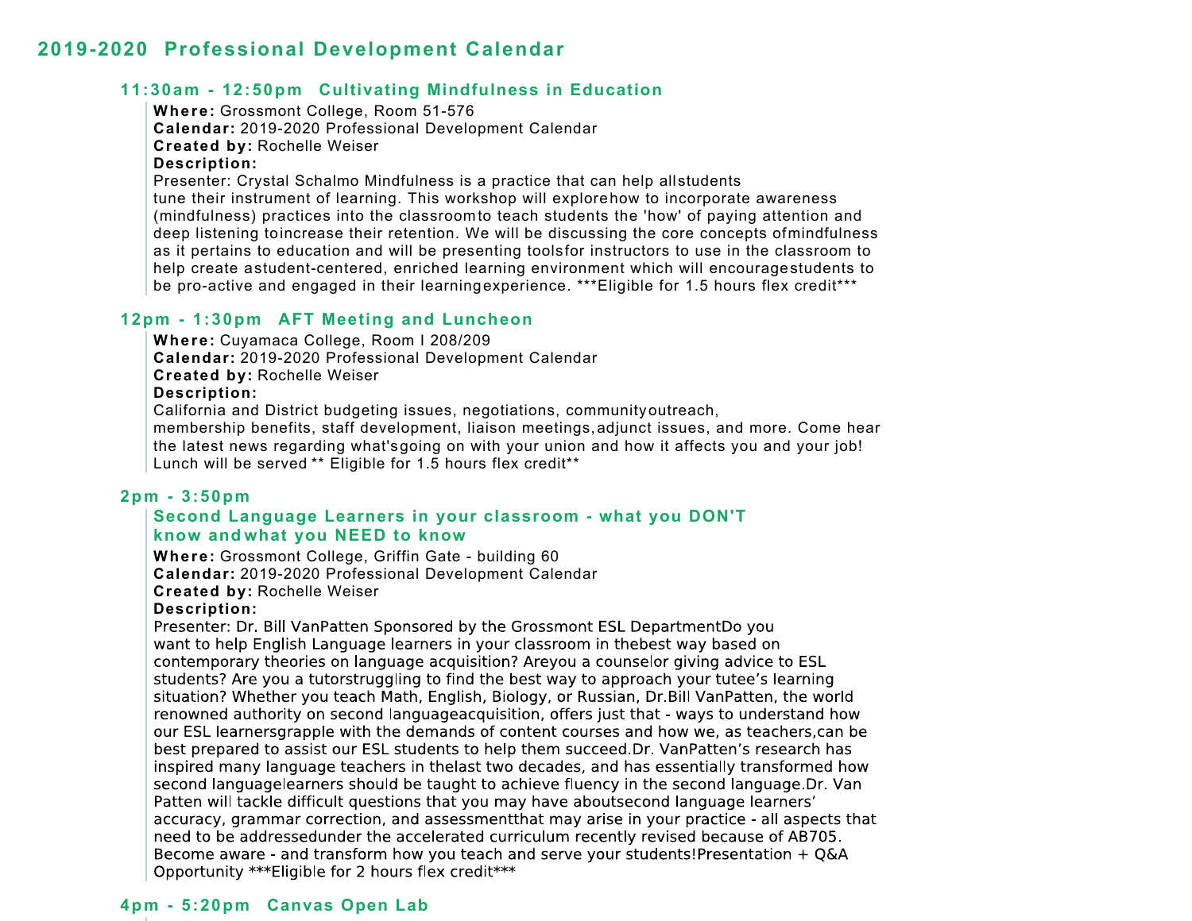## 2019-2020 Professional Development Calendar

### 11:30am - 12:50pm Cultivating Mindfulness in Education

**Where:** Grossmont College, Room 51-576
**Calendar:** 2019-2020 Professional Development Calendar
**Created by:** Rochelle Weiser
**Description:**
Presenter: Crystal Schalmo Mindfulness is a practice that can help allstudents tune their instrument of learning. This workshop will explorehow to incorporate awareness (mindfulness) practices into the classroomto teach students the 'how' of paying attention and deep listening toincrease their retention. We will be discussing the core concepts ofmindfulness as it pertains to education and will be presenting toolsfor instructors to use in the classroom to help create astudent-centered, enriched learning environment which will encouragestudents to be pro-active and engaged in their learningexperience. ***Eligible for 1.5 hours flex credit***

### 12pm - 1:30pm AFT Meeting and Luncheon

**Where:** Cuyamaca College, Room I 208/209
**Calendar:** 2019-2020 Professional Development Calendar
**Created by:** Rochelle Weiser
**Description:**
California and District budgeting issues, negotiations, communityoutreach, membership benefits, staff development, liaison meetings,adjunct issues, and more. Come hear the latest news regarding what'sgoing on with your union and how it affects you and your job! Lunch will be served ** Eligible for 1.5 hours flex credit**

### 2pm - 3:50pm

### Second Language Learners in your classroom - what you DON'T know andwhat you NEED to know

**Where:** Grossmont College, Griffin Gate - building 60
**Calendar:** 2019-2020 Professional Development Calendar
**Created by:** Rochelle Weiser
**Description:**
Presenter: Dr. Bill VanPatten Sponsored by the Grossmont ESL DepartmentDo you want to help English Language learners in your classroom in thebest way based on contemporary theories on language acquisition? Areyou a counselor giving advice to ESL students? Are you a tutorstruggling to find the best way to approach your tutee's learning situation? Whether you teach Math, English, Biology, or Russian, Dr.Bill VanPatten, the world renowned authority on second languageacquisition, offers just that - ways to understand how our ESL learnersgrapple with the demands of content courses and how we, as teachers,can be best prepared to assist our ESL students to help them succeed.Dr. VanPatten's research has inspired many language teachers in thelast two decades, and has essentially transformed how second languagelearners should be taught to achieve fluency in the second language.Dr. Van Patten will tackle difficult questions that you may have aboutsecond language learners' accuracy, grammar correction, and assessmentthat may arise in your practice - all aspects that need to be addressedunder the accelerated curriculum recently revised because of AB705. Become aware - and transform how you teach and serve your students!Presentation + Q&A Opportunity ***Eligible for 2 hours flex credit***

### 4pm - 5:20pm Canvas Open Lab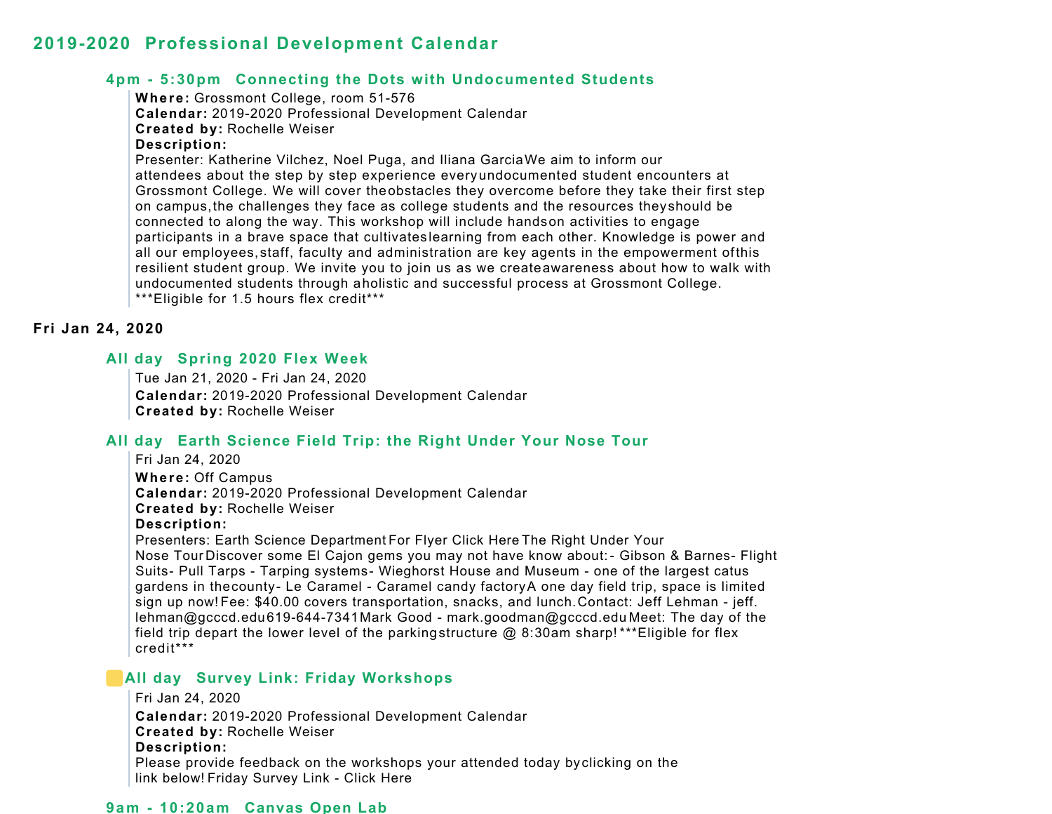## 2019-2020 Professional Development Calendar

### 4pm - 5:30pm Connecting the Dots with Undocumented Students

**Where:** Grossmont College, room 51-576
**Calendar:** 2019-2020 Professional Development Calendar
**Created by:** Rochelle Weiser
**Description:**
Presenter: Katherine Vilchez, Noel Puga, and Iliana GarciaWe aim to inform our attendees about the step by step experience everyundocumented student encounters at Grossmont College. We will cover theobstacles they overcome before they take their first step on campus,the challenges they face as college students and the resources theyshould be connected to along the way. This workshop will include handson activities to engage participants in a brave space that cultivateslearning from each other. Knowledge is power and all our employees,staff, faculty and administration are key agents in the empowerment ofthis resilient student group. We invite you to join us as we createawareness about how to walk with undocumented students through aholistic and successful process at Grossmont College. ***Eligible for 1.5 hours flex credit***

## Fri Jan 24, 2020

### All day Spring 2020 Flex Week

Tue Jan 21, 2020 - Fri Jan 24, 2020
**Calendar:** 2019-2020 Professional Development Calendar
**Created by:** Rochelle Weiser

### All day Earth Science Field Trip: the Right Under Your Nose Tour

Fri Jan 24, 2020
**Where:** Off Campus
**Calendar:** 2019-2020 Professional Development Calendar
**Created by:** Rochelle Weiser
**Description:**
Presenters: Earth Science Department For Flyer Click Here The Right Under Your Nose Tour Discover some El Cajon gems you may not have know about:- Gibson & Barnes- Flight Suits- Pull Tarps - Tarping systems- Wieghorst House and Museum - one of the largest catus gardens in thecounty- Le Caramel - Caramel candy factory A one day field trip, space is limited sign up now! Fee: $40.00 covers transportation, snacks, and lunch. Contact: Jeff Lehman - jeff.lehman@gcccd.edu 619-644-7341 Mark Good - mark.goodman@gcccd.edu Meet: The day of the field trip depart the lower level of the parkingstructure @ 8:30am sharp! ***Eligible for flex credit***

### All day Survey Link: Friday Workshops

Fri Jan 24, 2020
**Calendar:** 2019-2020 Professional Development Calendar
**Created by:** Rochelle Weiser
**Description:**
Please provide feedback on the workshops your attended today byclicking on the link below! Friday Survey Link - Click Here

### 9am - 10:20am Canvas Open Lab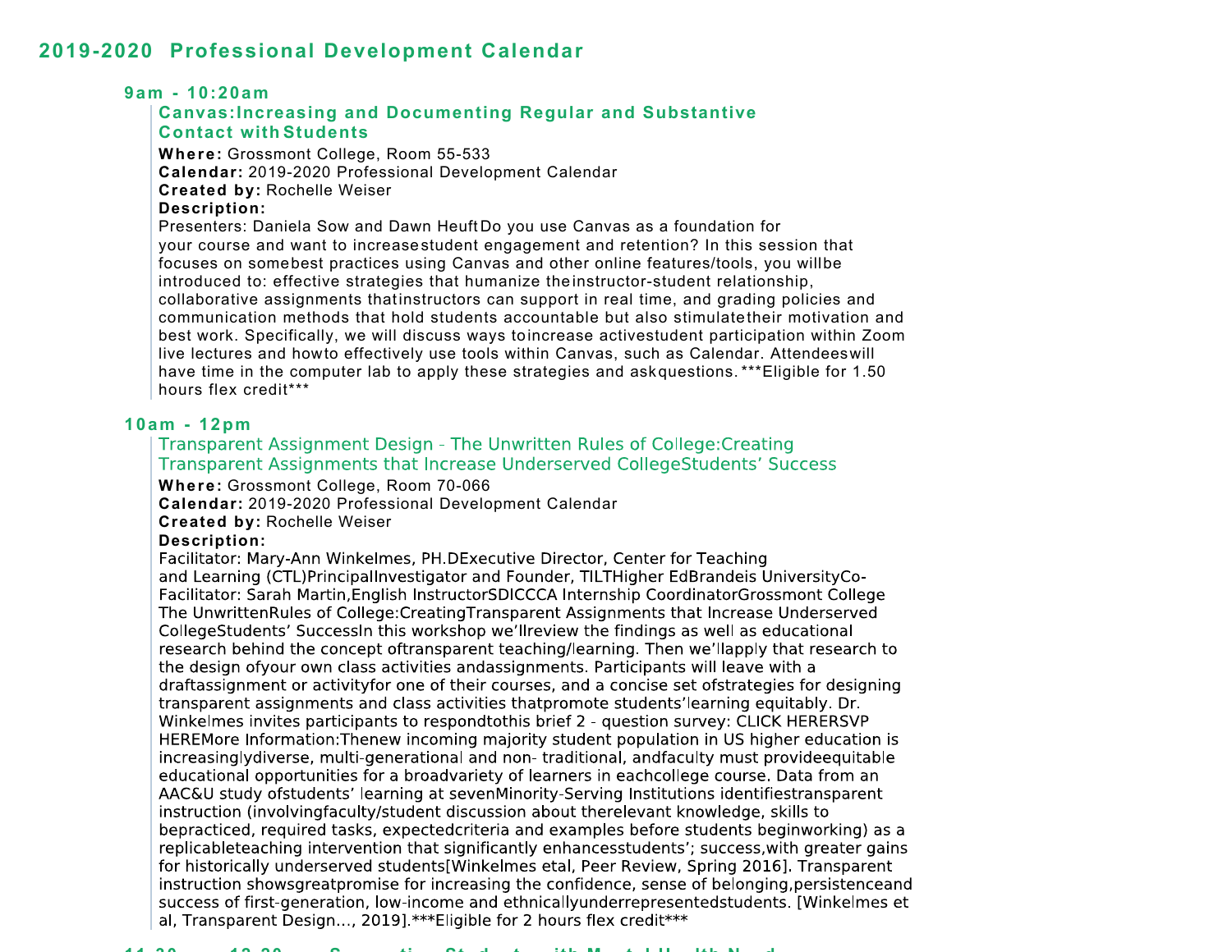## 2019-2020 Professional Development Calendar

### 9am - 10:20am

**Canvas:Increasing and Documenting Regular and Substantive Contact with Students**

**Where:** Grossmont College, Room 55-533
**Calendar:** 2019-2020 Professional Development Calendar
**Created by:** Rochelle Weiser
**Description:**
Presenters: Daniela Sow and Dawn Heuft Do you use Canvas as a foundation for your course and want to increase student engagement and retention? In this session that focuses on some best practices using Canvas and other online features/tools, you will be introduced to: effective strategies that humanize the instructor-student relationship, collaborative assignments that instructors can support in real time, and grading policies and communication methods that hold students accountable but also stimulate their motivation and best work. Specifically, we will discuss ways to increase active student participation within Zoom live lectures and how to effectively use tools within Canvas, such as Calendar. Attendees will have time in the computer lab to apply these strategies and ask questions. ***Eligible for 1.50 hours flex credit***

### 10am - 12pm

**Transparent Assignment Design - The Unwritten Rules of College:Creating Transparent Assignments that Increase Underserved CollegeStudents' Success**

**Where:** Grossmont College, Room 70-066
**Calendar:** 2019-2020 Professional Development Calendar
**Created by:** Rochelle Weiser
**Description:**
Facilitator: Mary-Ann Winkelmes, PH.DExecutive Director, Center for Teaching and Learning (CTL)PrincipalInvestigator and Founder, TILTHigher EdBrandeis UniversityCo-Facilitator: Sarah Martin,English InstructorSDICCCA Internship CoordinatorGrossmont College The UnwrittenRules of College:CreatingTransparent Assignments that Increase Underserved CollegeStudents' SuccessIn this workshop we'llreview the findings as well as educational research behind the concept oftransparent teaching/learning. Then we'llapply that research to the design ofyour own class activities andassignments. Participants will leave with a draftassignment or activityfor one of their courses, and a concise set ofstrategies for designing transparent assignments and class activities thatpromote students'learning equitably. Dr. Winkelmes invites participants to respondtothis brief 2 - question survey: CLICK HERERSVP HEREMore Information:Thenew incoming majority student population in US higher education is increasinglydiverse, multi-generational and non- traditional, andfaculty must provideequitable educational opportunities for a broadvariety of learners in eachcollege course. Data from an AAC&U study ofstudents' learning at sevenMinority-Serving Institutions identifiestransparent instruction (involvingfaculty/student discussion about therelevant knowledge, skills to bepracticed, required tasks, expectedcriteria and examples before students beginworking) as a replicableteaching intervention that significantly enhancesstudents'; success,with greater gains for historically underserved students[Winkelmes etal, Peer Review, Spring 2016]. Transparent instruction showsgreatpromise for increasing the confidence, sense of belonging,persistenceand success of first-generation, low-income and ethnicallyunderrepresentedstudents. [Winkelmes et al, Transparent Design..., 2019].***Eligible for 2 hours flex credit***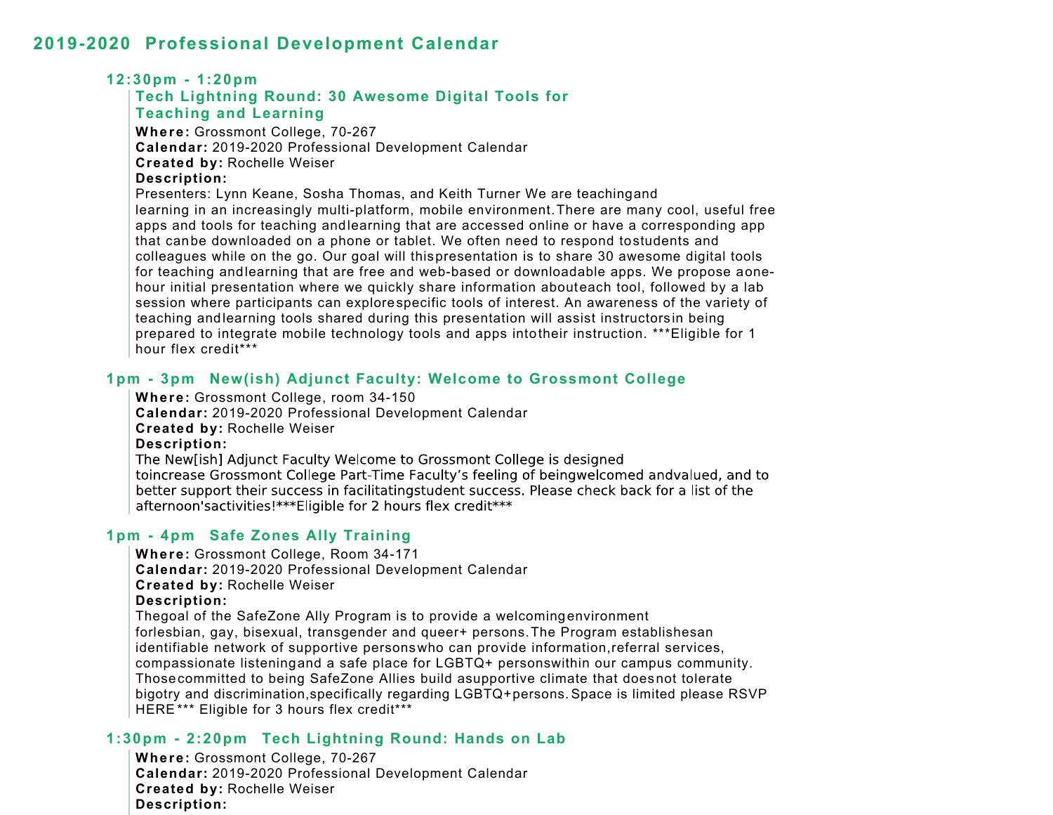## 2019-2020 Professional Development Calendar

### 12:30pm - 1:20pm

**Tech Lightning Round: 30 Awesome Digital Tools for Teaching and Learning**

**Where:** Grossmont College, 70-267
**Calendar:** 2019-2020 Professional Development Calendar
**Created by:** Rochelle Weiser
**Description:**
Presenters: Lynn Keane, Sosha Thomas, and Keith Turner We are teachingand learning in an increasingly multi-platform, mobile environment. There are many cool, useful free apps and tools for teaching andlearning that are accessed online or have a corresponding app that canbe downloaded on a phone or tablet. We often need to respond tostudents and colleagues while on the go. Our goal will thispresentation is to share 30 awesome digital tools for teaching andlearning that are free and web-based or downloadable apps. We propose aone-hour initial presentation where we quickly share information abouteach tool, followed by a lab session where participants can explorespecific tools of interest. An awareness of the variety of teaching andlearning tools shared during this presentation will assist instructorsin being prepared to integrate mobile technology tools and apps intotheir instruction. ***Eligible for 1 hour flex credit***

### 1pm - 3pm New(ish) Adjunct Faculty: Welcome to Grossmont College

**Where:** Grossmont College, room 34-150
**Calendar:** 2019-2020 Professional Development Calendar
**Created by:** Rochelle Weiser
**Description:**
The New[ish] Adjunct Faculty Welcome to Grossmont College is designed toincrease Grossmont College Part-Time Faculty's feeling of beingwelcomed andvalued, and to better support their success in facilitatingstudent success. Please check back for a list of the afternoon'sactivities!***Eligible for 2 hours flex credit***

### 1pm - 4pm Safe Zones Ally Training

**Where:** Grossmont College, Room 34-171
**Calendar:** 2019-2020 Professional Development Calendar
**Created by:** Rochelle Weiser
**Description:**
Thegoal of the SafeZone Ally Program is to provide a welcomingenvironment forlesbian, gay, bisexual, transgender and queer+ persons. The Program establishesan identifiable network of supportive personswho can provide information,referral services, compassionate listeningand a safe place for LGBTQ+ personswithin our campus community. Thosecommitted to being SafeZone Allies build asupportive climate that doesnot tolerate bigotry and discrimination,specifically regarding LGBTQ+persons. Space is limited please RSVP HERE*** Eligible for 3 hours flex credit***

### 1:30pm - 2:20pm Tech Lightning Round: Hands on Lab

**Where:** Grossmont College, 70-267
**Calendar:** 2019-2020 Professional Development Calendar
**Created by:** Rochelle Weiser
**Description:**